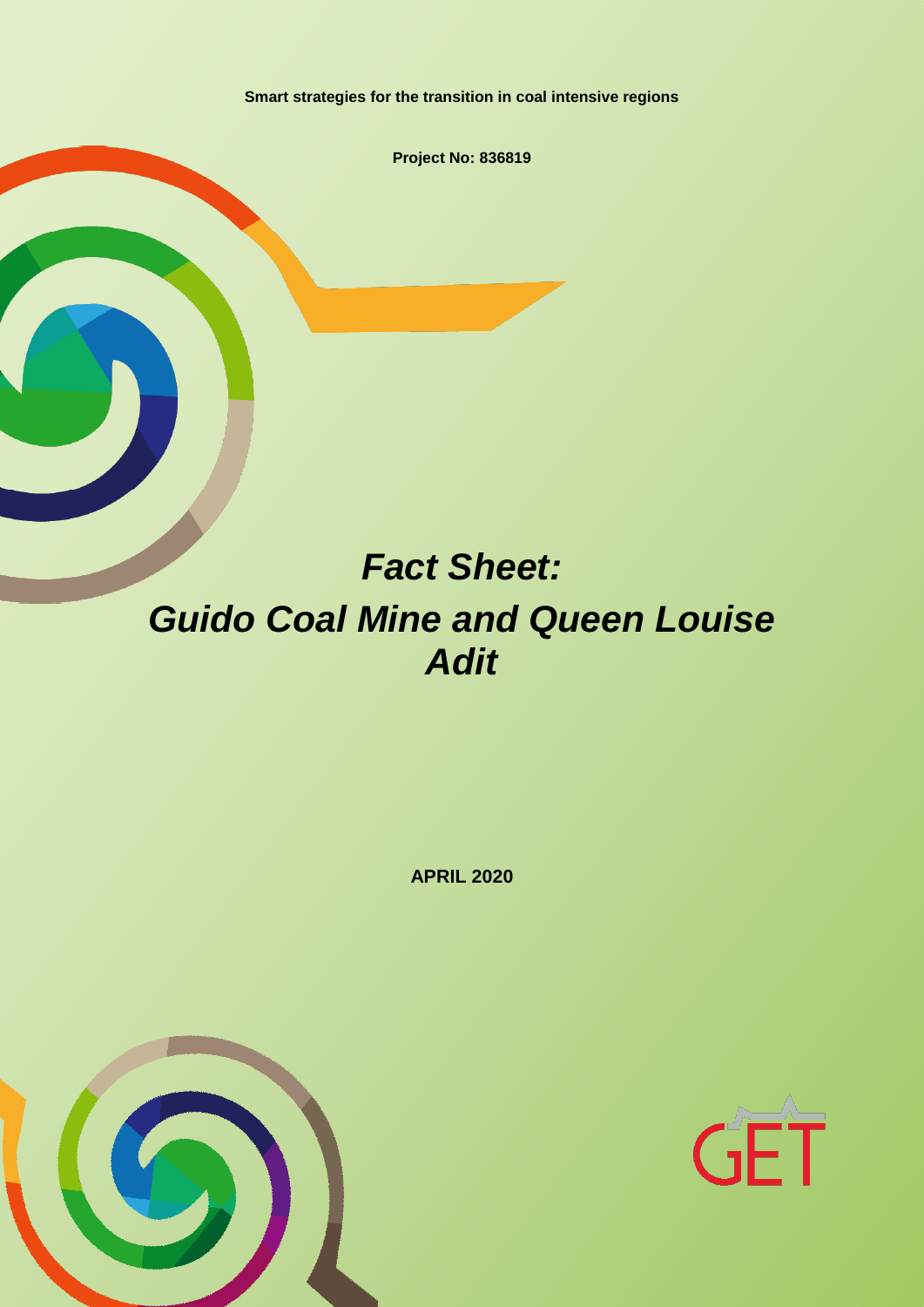**Smart strategies for the transition in coal intensive regions**

**Project No: 836819**

# *Fact Sheet: Guido Coal Mine and Queen Louise Adit*

**APRIL 2020**

GET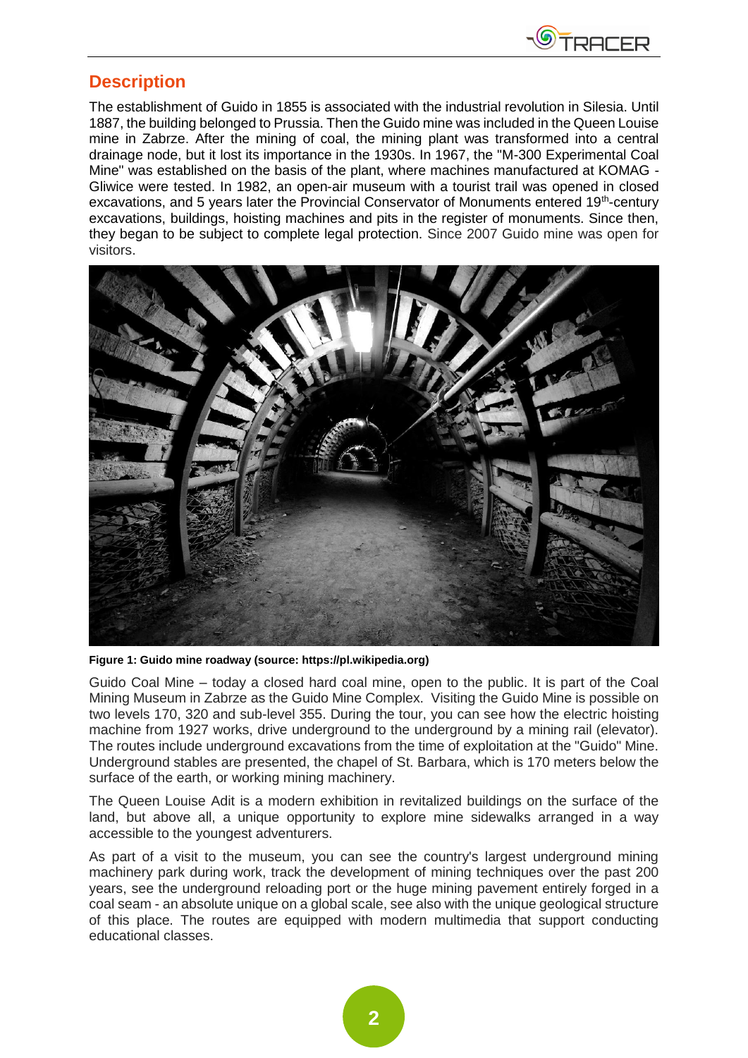## Description

The establishment of Guido in 1855 is associated with the industrial revolution in Silesia. Until 1887, the building belonged to Prussia. Then the Guido mine was included in the Queen Louise mine in Zabrze. After the mining of coal, the mining plant was transformed into a central drainage node, but it lost its importance in the 1930s. In 1967, the "M-300 Experimental Coal Mine" was established on the basis of the plant, where machines manufactured at KOMAG - Gliwice were tested. In 1982, an open-air museum with a tourist trail was opened in closed excavations, and 5 years later the Provincial Conservator of Monuments entered 19th-century excavations, buildings, hoisting machines and pits in the register of monuments. Since then, they began to be subject to complete legal protection. Since 2007 Guido mine was open for visitors.

**Figure 1: Guido mine roadway (source: https://pl.wikipedia.org)**

Guido Coal Mine – today a closed hard coal mine, open to the public. It is part of the Coal Mining Museum in Zabrze as the Guido Mine Complex. Visiting the Guido Mine is possible on two levels 170, 320 and sub-level 355. During the tour, you can see how the electric hoisting machine from 1927 works, drive underground to the underground by a mining rail (elevator). The routes include underground excavations from the time of exploitation at the "Guido" Mine. Underground stables are presented, the chapel of St. Barbara, which is 170 meters below the surface of the earth, or working mining machinery.

The Queen Louise Adit is a modern exhibition in revitalized buildings on the surface of the land, but above all, a unique opportunity to explore mine sidewalks arranged in a way accessible to the youngest adventurers.

As part of a visit to the museum, you can see the country's largest underground mining machinery park during work, track the development of mining techniques over the past 200 years, see the underground reloading port or the huge mining pavement entirely forged in a coal seam - an absolute unique on a global scale, see also with the unique geological structure of this place. The routes are equipped with modern multimedia that support conducting educational classes.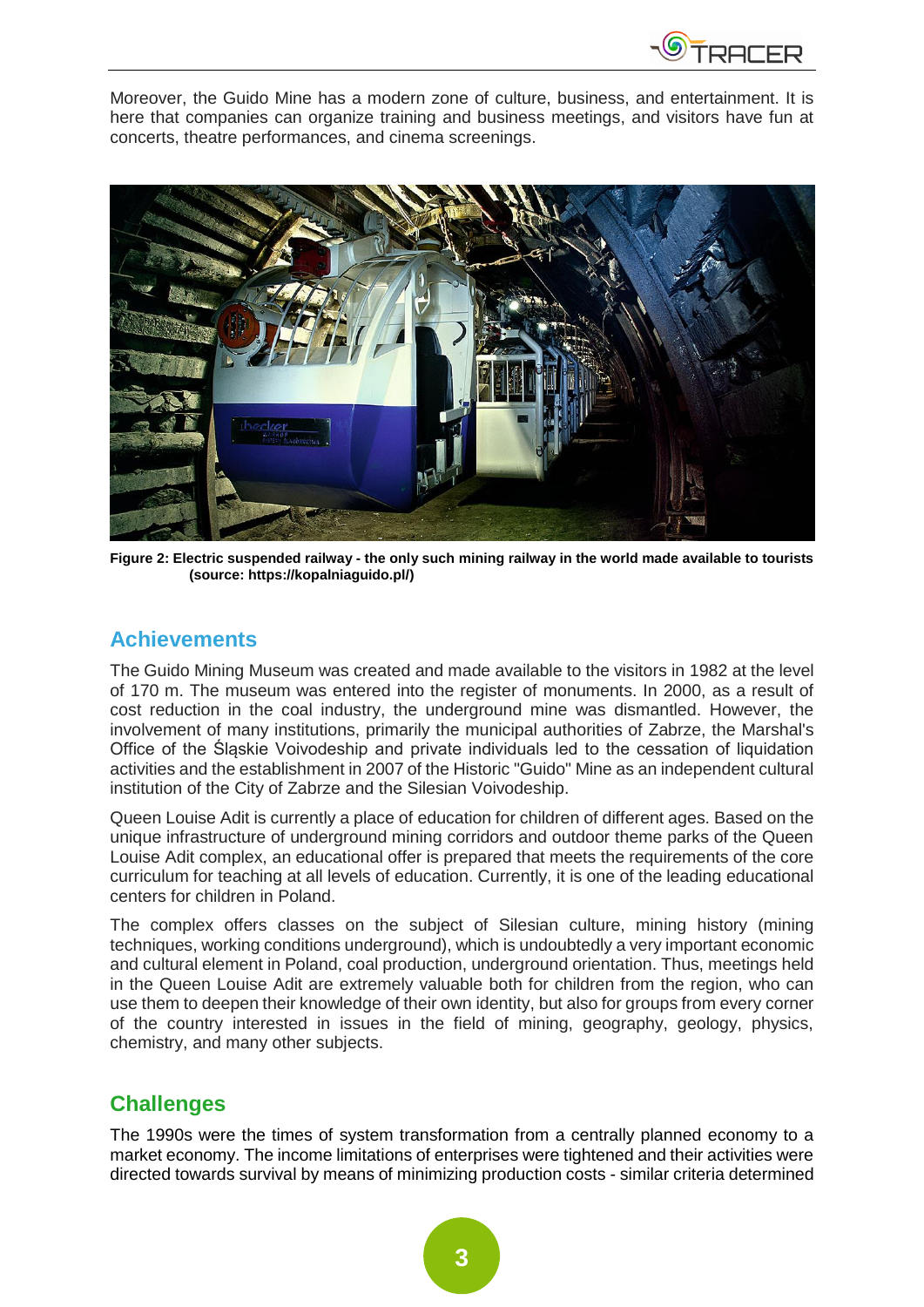Moreover, the Guido Mine has a modern zone of culture, business, and entertainment. It is here that companies can organize training and business meetings, and visitors have fun at concerts, theatre performances, and cinema screenings.

**Figure 2: Electric suspended railway - the only such mining railway in the world made available to tourists (source: https://kopalniaguido.pl/)**

## Achievements

The Guido Mining Museum was created and made available to the visitors in 1982 at the level of 170 m. The museum was entered into the register of monuments. In 2000, as a result of cost reduction in the coal industry, the underground mine was dismantled. However, the involvement of many institutions, primarily the municipal authorities of Zabrze, the Marshal's Office of the Śląskie Voivodeship and private individuals led to the cessation of liquidation activities and the establishment in 2007 of the Historic "Guido" Mine as an independent cultural institution of the City of Zabrze and the Silesian Voivodeship.

Queen Louise Adit is currently a place of education for children of different ages. Based on the unique infrastructure of underground mining corridors and outdoor theme parks of the Queen Louise Adit complex, an educational offer is prepared that meets the requirements of the core curriculum for teaching at all levels of education. Currently, it is one of the leading educational centers for children in Poland.

The complex offers classes on the subject of Silesian culture, mining history (mining techniques, working conditions underground), which is undoubtedly a very important economic and cultural element in Poland, coal production, underground orientation. Thus, meetings held in the Queen Louise Adit are extremely valuable both for children from the region, who can use them to deepen their knowledge of their own identity, but also for groups from every corner of the country interested in issues in the field of mining, geography, geology, physics, chemistry, and many other subjects.

## Challenges

The 1990s were the times of system transformation from a centrally planned economy to a market economy. The income limitations of enterprises were tightened and their activities were directed towards survival by means of minimizing production costs - similar criteria determined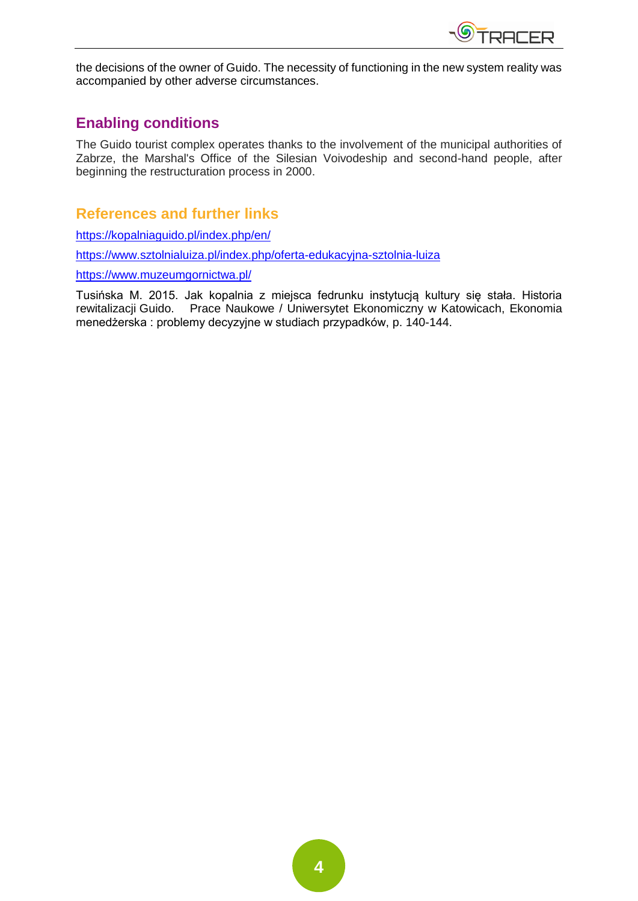the decisions of the owner of Guido. The necessity of functioning in the new system reality was accompanied by other adverse circumstances.

## Enabling conditions

The Guido tourist complex operates thanks to the involvement of the municipal authorities of Zabrze, the Marshal's Office of the Silesian Voivodeship and second-hand people, after beginning the restructuration process in 2000.

## References and further links

https://kopalniaguido.pl/index.php/en/

https://www.sztolnialuiza.pl/index.php/oferta-edukacyjna-sztolnia-luiza

https://www.muzeumgornictwa.pl/

Tusińska M. 2015. Jak kopalnia z miejsca fedrunku instytucją kultury się stała. Historia rewitalizacji Guido. Prace Naukowe / Uniwersytet Ekonomiczny w Katowicach, Ekonomia menedżerska : problemy decyzyjne w studiach przypadków, p. 140-144.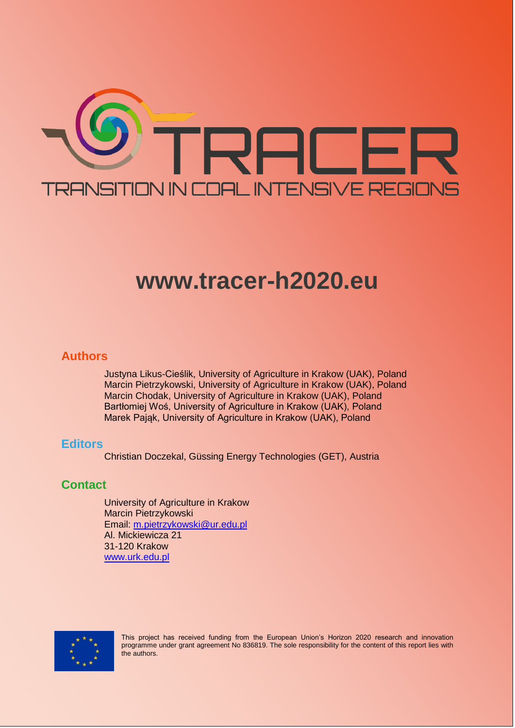# TRACER

TRANSITION IN COAL INTENSIVE REGIONS

## www.tracer-h2020.eu

### Authors

Justyna Likus-Cieślik, University of Agriculture in Krakow (UAK), Poland
Marcin Pietrzykowski, University of Agriculture in Krakow (UAK), Poland
Marcin Chodak, University of Agriculture in Krakow (UAK), Poland
Bartłomiej Woś, University of Agriculture in Krakow (UAK), Poland
Marek Pająk, University of Agriculture in Krakow (UAK), Poland

### Editors

Christian Doczekal, Güssing Energy Technologies (GET), Austria

### Contact

University of Agriculture in Krakow
Marcin Pietrzykowski
Email: m.pietrzykowski@ur.edu.pl
Al. Mickiewicza 21
31-120 Krakow
www.urk.edu.pl

This project has received funding from the European Union's Horizon 2020 research and innovation programme under grant agreement No 836819. The sole responsibility for the content of this report lies with the authors.